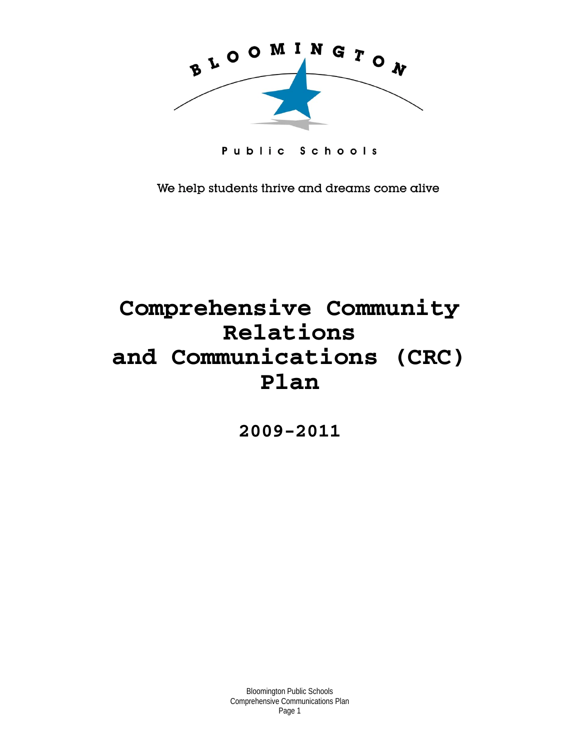BLOOMINGTON

Public Schools

We help students thrive and dreams come alive

# Comprehensive Community Relations and Communications (CRC) Plan

## 2009-2011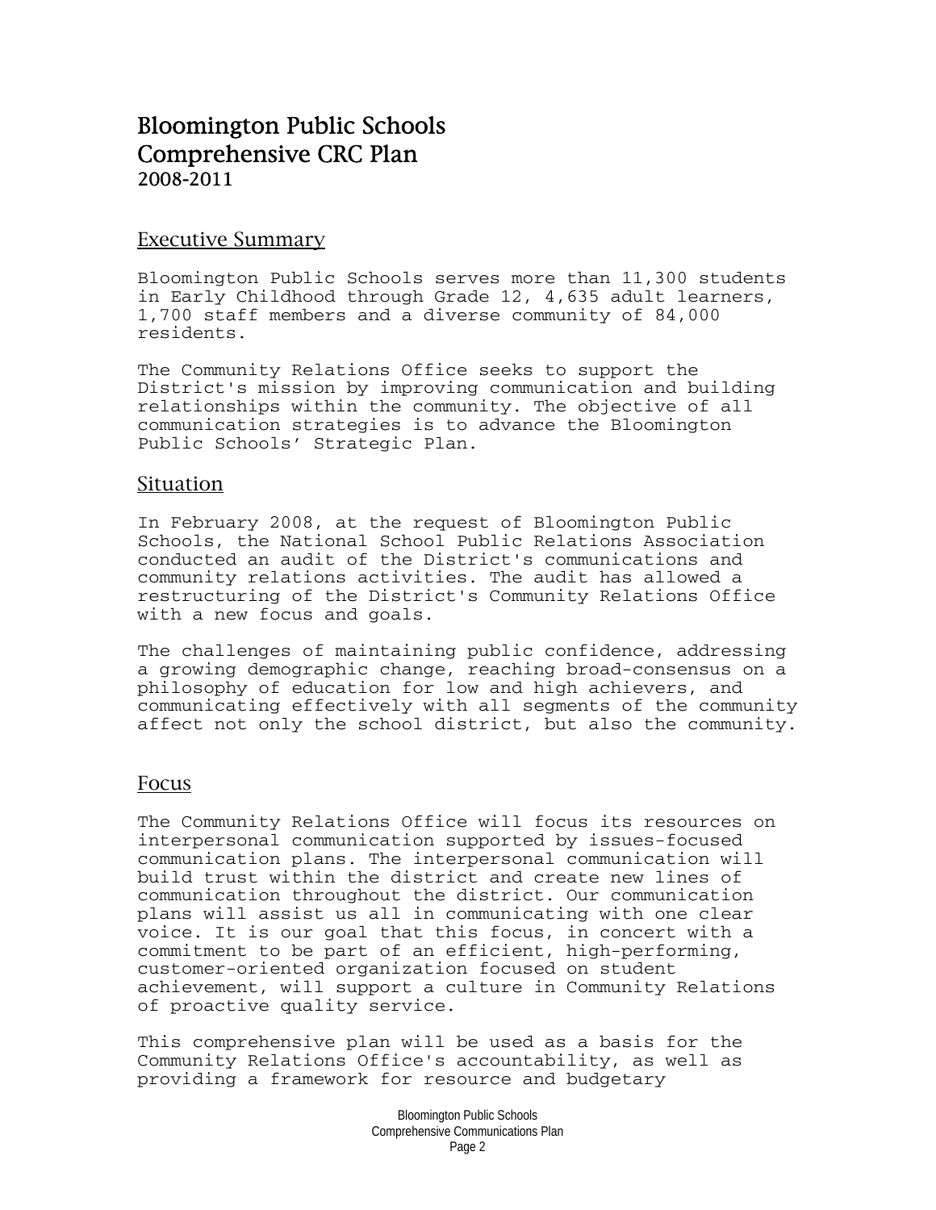# Bloomington Public Schools Comprehensive CRC Plan 2008-2011

## Executive Summary

Bloomington Public Schools serves more than 11,300 students in Early Childhood through Grade 12, 4,635 adult learners, 1,700 staff members and a diverse community of 84,000 residents.

The Community Relations Office seeks to support the District's mission by improving communication and building relationships within the community. The objective of all communication strategies is to advance the Bloomington Public Schools' Strategic Plan.

## Situation

In February 2008, at the request of Bloomington Public Schools, the National School Public Relations Association conducted an audit of the District's communications and community relations activities. The audit has allowed a restructuring of the District's Community Relations Office with a new focus and goals.

The challenges of maintaining public confidence, addressing a growing demographic change, reaching broad-consensus on a philosophy of education for low and high achievers, and communicating effectively with all segments of the community affect not only the school district, but also the community.

## Focus

The Community Relations Office will focus its resources on interpersonal communication supported by issues-focused communication plans. The interpersonal communication will build trust within the district and create new lines of communication throughout the district. Our communication plans will assist us all in communicating with one clear voice. It is our goal that this focus, in concert with a commitment to be part of an efficient, high-performing, customer-oriented organization focused on student achievement, will support a culture in Community Relations of proactive quality service.

This comprehensive plan will be used as a basis for the Community Relations Office's accountability, as well as providing a framework for resource and budgetary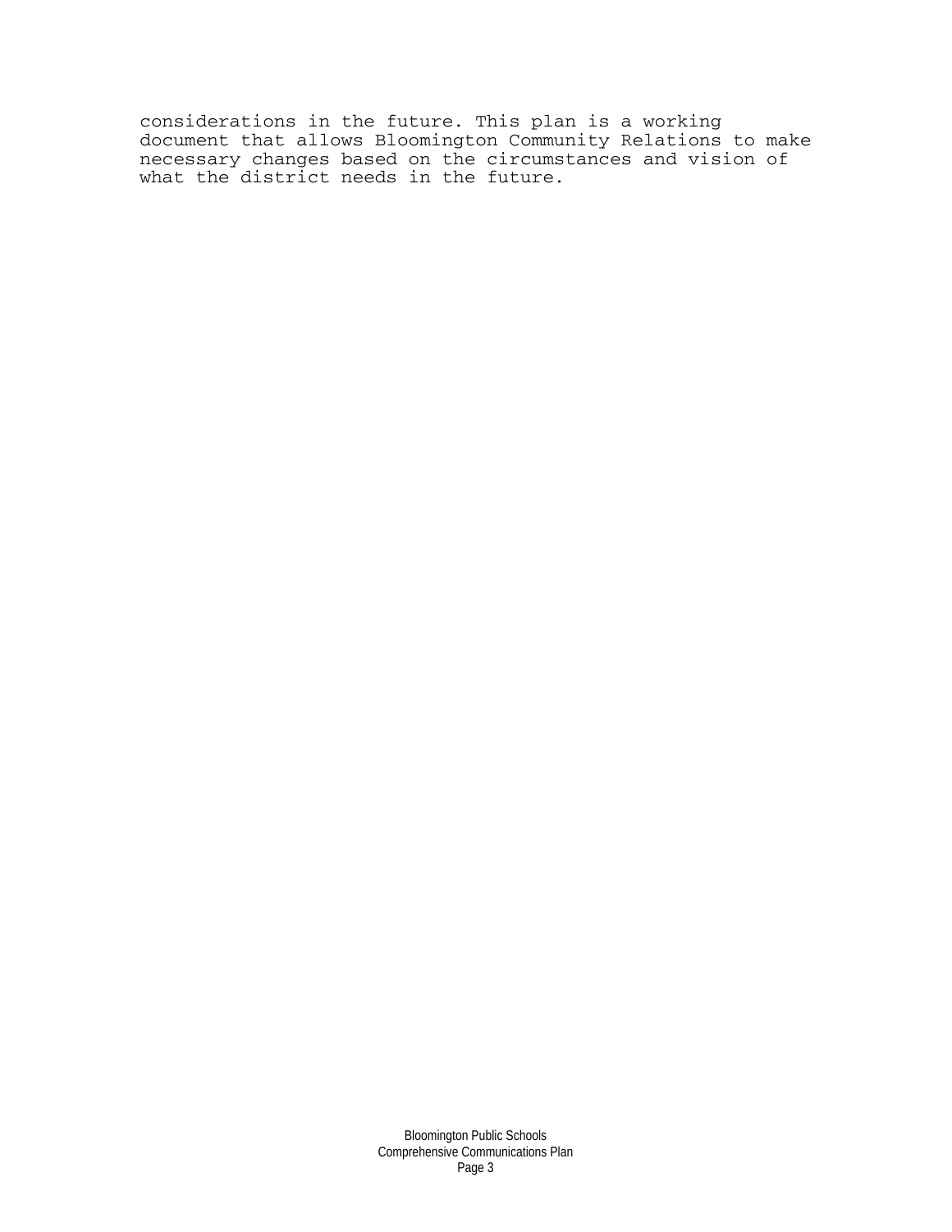considerations in the future. This plan is a working document that allows Bloomington Community Relations to make necessary changes based on the circumstances and vision of what the district needs in the future.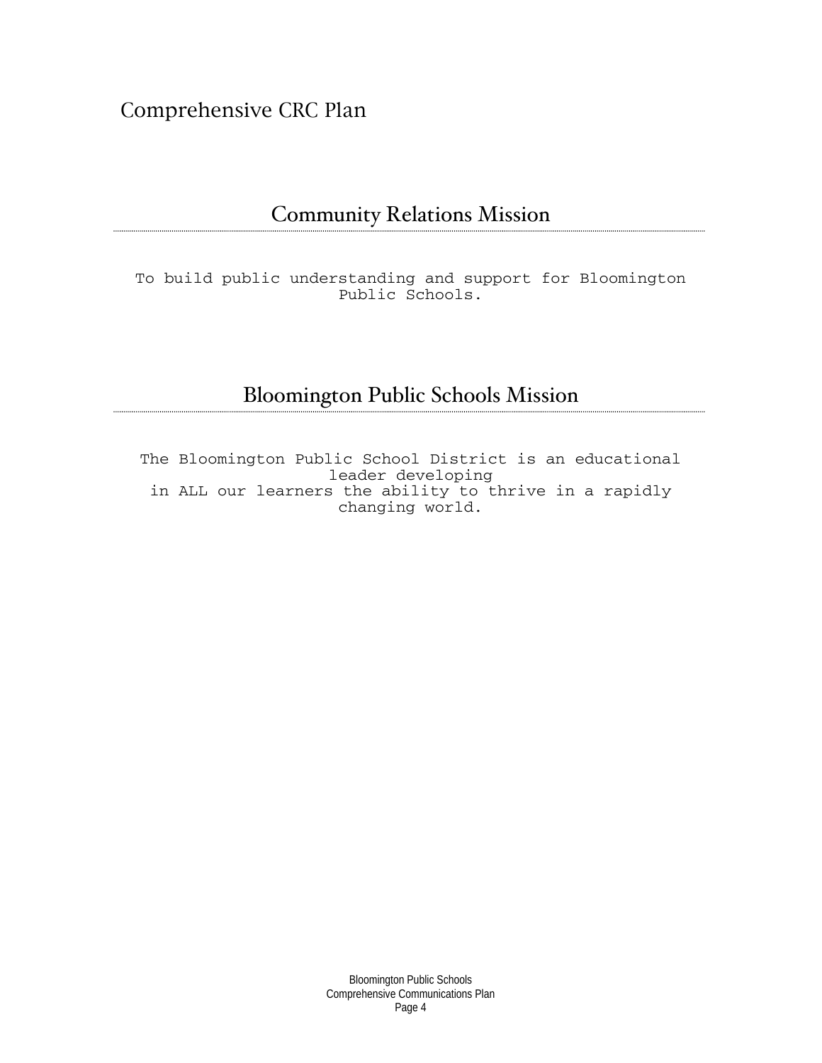# Comprehensive CRC Plan

## Community Relations Mission

To build public understanding and support for Bloomington Public Schools.

## Bloomington Public Schools Mission

The Bloomington Public School District is an educational leader developing in ALL our learners the ability to thrive in a rapidly changing world.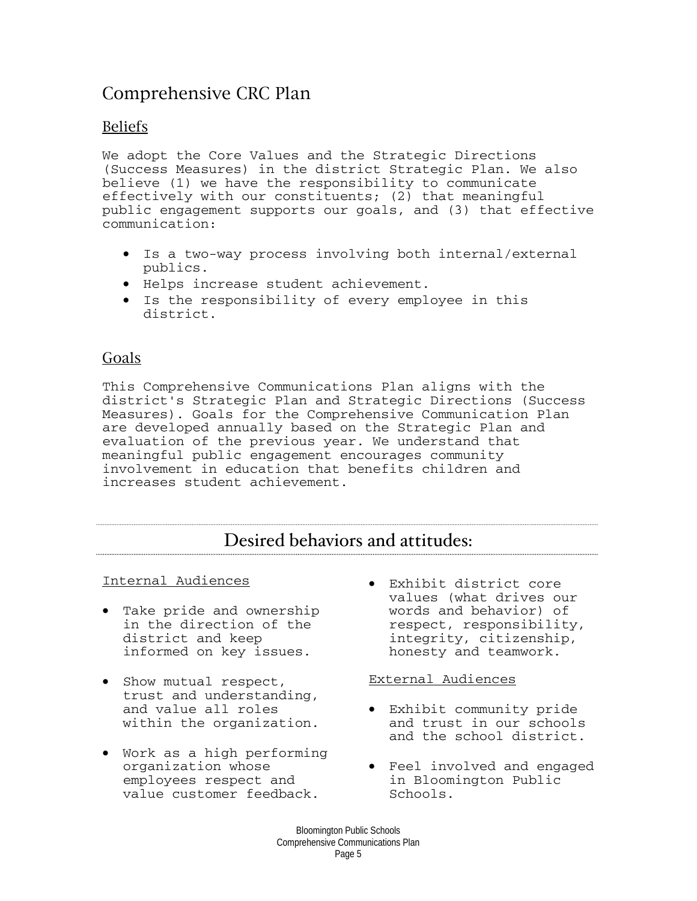# Comprehensive CRC Plan

## Beliefs

We adopt the Core Values and the Strategic Directions (Success Measures) in the district Strategic Plan. We also believe (1) we have the responsibility to communicate effectively with our constituents; (2) that meaningful public engagement supports our goals, and (3) that effective communication:

- Is a two-way process involving both internal/external publics.
- Helps increase student achievement.
- Is the responsibility of every employee in this district.

## Goals

This Comprehensive Communications Plan aligns with the district's Strategic Plan and Strategic Directions (Success Measures). Goals for the Comprehensive Communication Plan are developed annually based on the Strategic Plan and evaluation of the previous year. We understand that meaningful public engagement encourages community involvement in education that benefits children and increases student achievement.

## Desired behaviors and attitudes:

### Internal Audiences

- Take pride and ownership in the direction of the district and keep informed on key issues.
- Show mutual respect, trust and understanding, and value all roles within the organization.
- Work as a high performing organization whose employees respect and value customer feedback.
- Exhibit district core values (what drives our words and behavior) of respect, responsibility, integrity, citizenship, honesty and teamwork.

### External Audiences

- Exhibit community pride and trust in our schools and the school district.
- Feel involved and engaged in Bloomington Public Schools.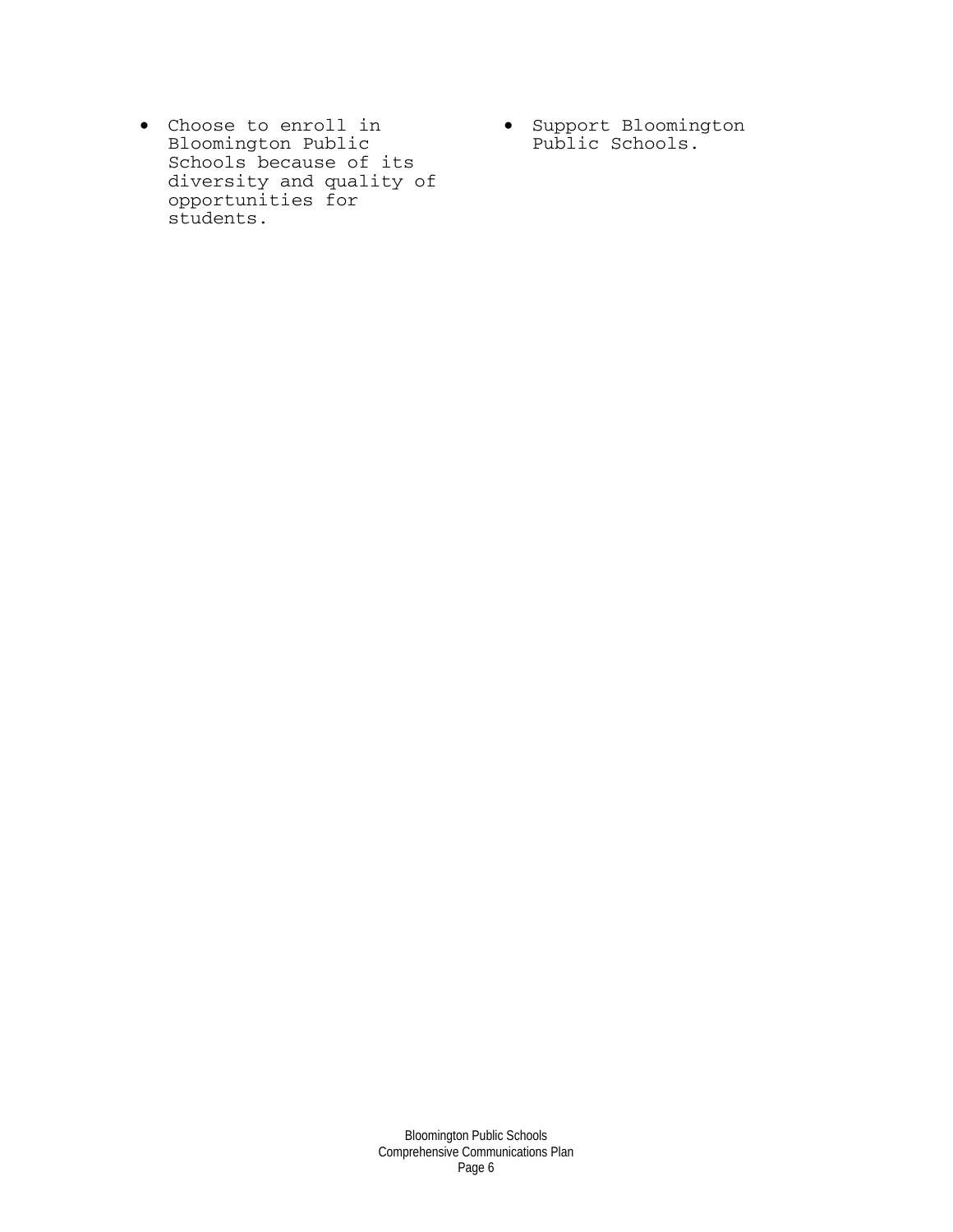- Choose to enroll in Bloomington Public Schools because of its diversity and quality of opportunities for students.
- Support Bloomington Public Schools.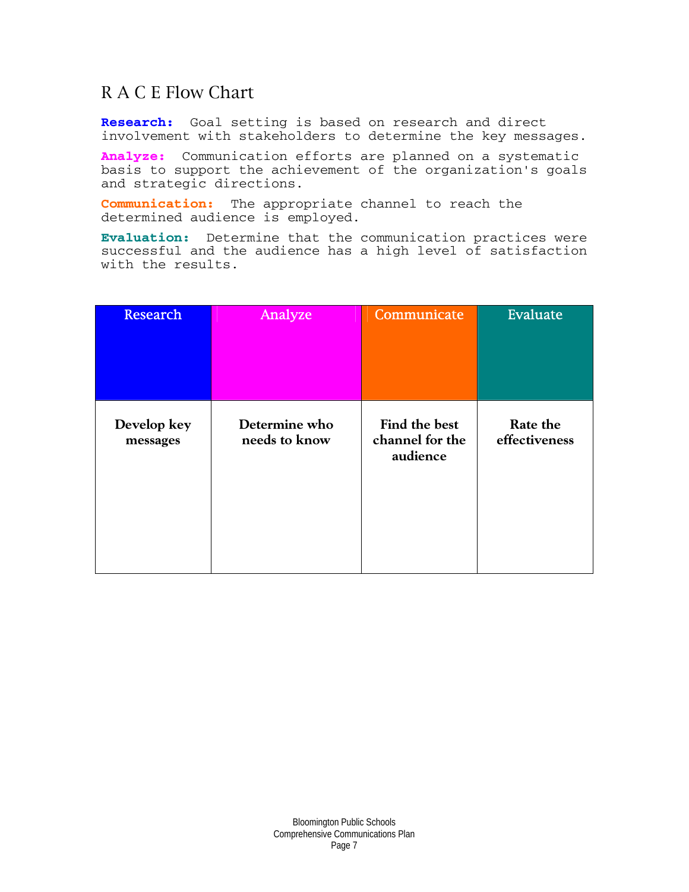# R A C E Flow Chart

**Research:** Goal setting is based on research and direct involvement with stakeholders to determine the key messages.

**Analyze:** Communication efforts are planned on a systematic basis to support the achievement of the organization's goals and strategic directions.

**Communication:** The appropriate channel to reach the determined audience is employed.

**Evaluation:** Determine that the communication practices were successful and the audience has a high level of satisfaction with the results.

| Research | Analyze | Communicate | Evaluate |
|---|---|---|---|
| **Develop key messages** | **Determine who needs to know** | **Find the best channel for the audience** | **Rate the effectiveness** |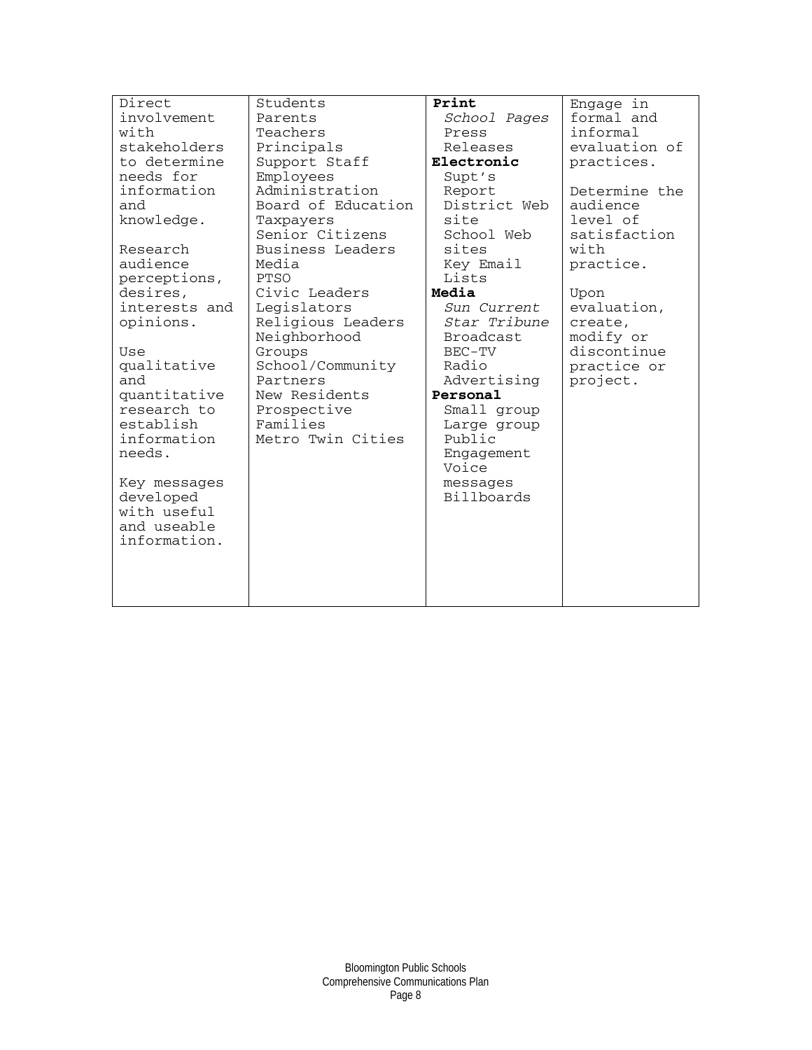| | | | |
|---|---|---|---|
| Direct involvement with stakeholders to determine needs for information and knowledge.<br><br>Research audience perceptions, desires, interests and opinions.<br><br>Use qualitative and quantitative research to establish information needs.<br><br>Key messages developed with useful and useable information. | Students<br>Parents<br>Teachers<br>Principals<br>Support Staff<br>Employees<br>Administration<br>Board of Education<br>Taxpayers<br>Senior Citizens<br>Business Leaders<br>Media<br>PTSO<br>Civic Leaders<br>Legislators<br>Religious Leaders<br>Neighborhood Groups<br>School/Community Partners<br>New Residents<br>Prospective Families<br>Metro Twin Cities | **Print**<br>*School Pages*<br>Press Releases<br>**Electronic**<br>Supt's Report<br>District Web site<br>School Web sites<br>Key Email Lists<br>**Media**<br>*Sun Current*<br>*Star Tribune*<br>Broadcast<br>BEC-TV<br>Radio<br>Advertising<br>**Personal**<br>Small group<br>Large group<br>Public Engagement<br>Voice messages<br>Billboards | Engage in formal and informal evaluation of practices.<br><br>Determine the audience level of satisfaction with practice.<br><br>Upon evaluation, create, modify or discontinue practice or project. |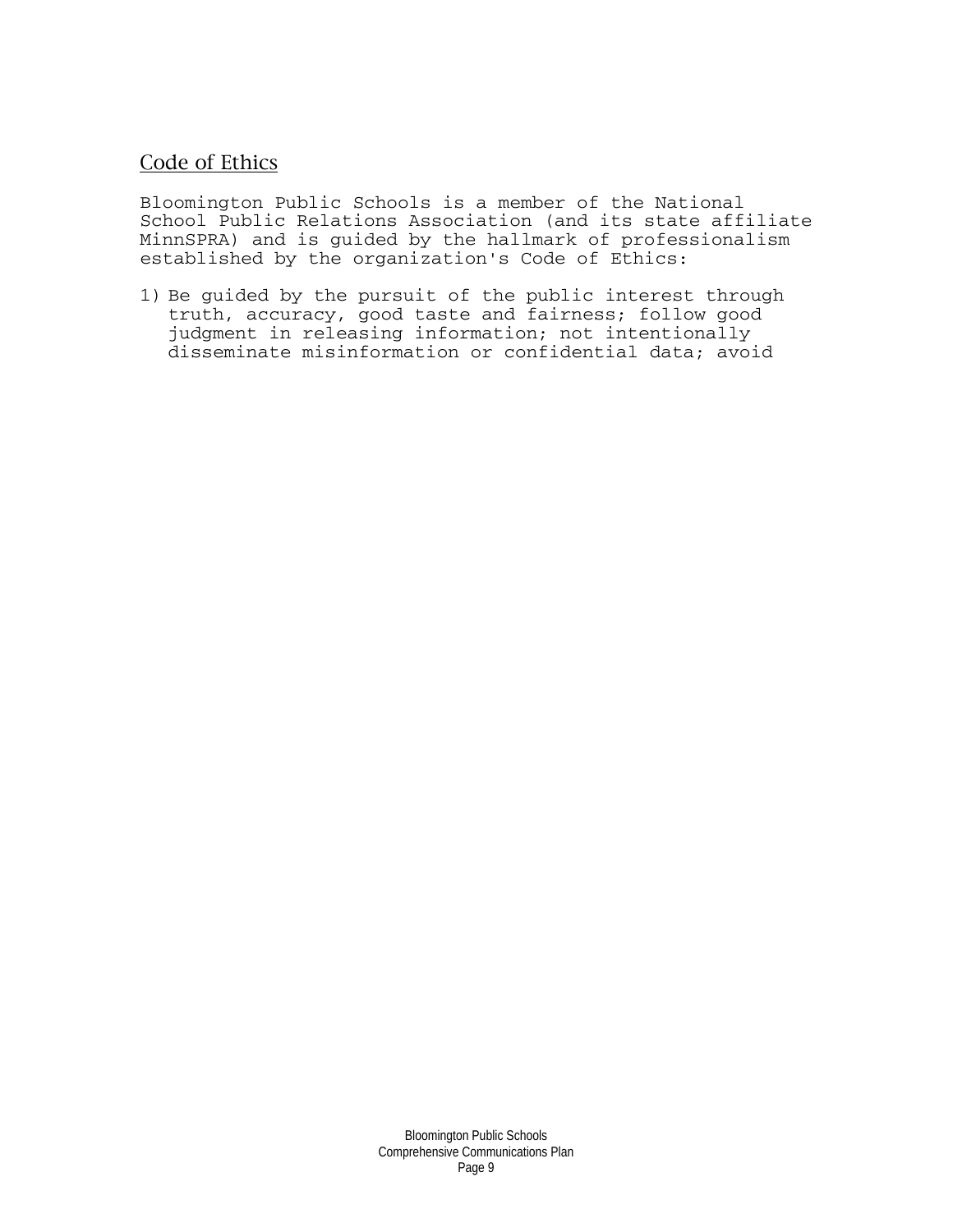## Code of Ethics

Bloomington Public Schools is a member of the National School Public Relations Association (and its state affiliate MinnSPRA) and is guided by the hallmark of professionalism established by the organization's Code of Ethics:

1) Be guided by the pursuit of the public interest through truth, accuracy, good taste and fairness; follow good judgment in releasing information; not intentionally disseminate misinformation or confidential data; avoid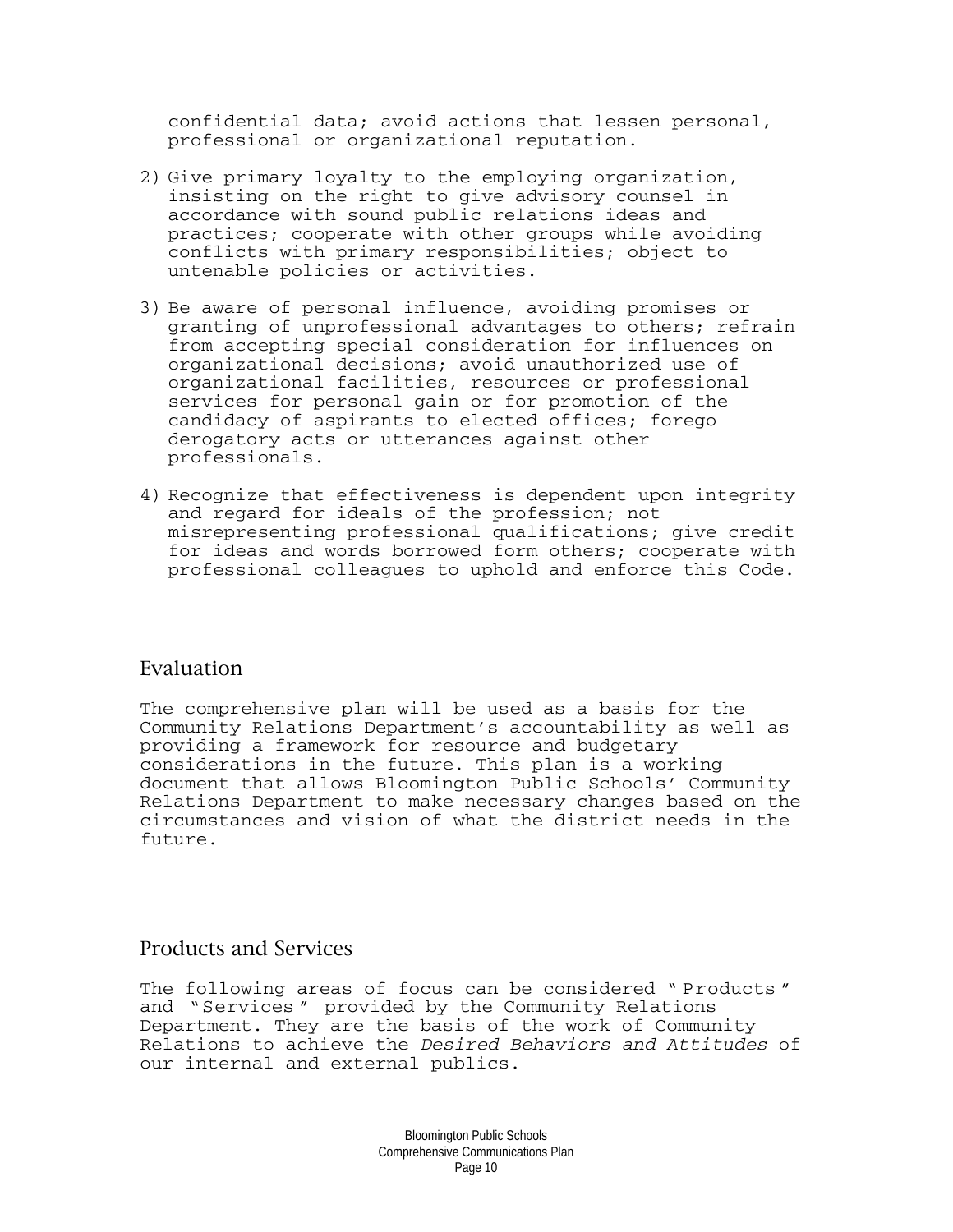confidential data; avoid actions that lessen personal, professional or organizational reputation.

2) Give primary loyalty to the employing organization, insisting on the right to give advisory counsel in accordance with sound public relations ideas and practices; cooperate with other groups while avoiding conflicts with primary responsibilities; object to untenable policies or activities.

3) Be aware of personal influence, avoiding promises or granting of unprofessional advantages to others; refrain from accepting special consideration for influences on organizational decisions; avoid unauthorized use of organizational facilities, resources or professional services for personal gain or for promotion of the candidacy of aspirants to elected offices; forego derogatory acts or utterances against other professionals.

4) Recognize that effectiveness is dependent upon integrity and regard for ideals of the profession; not misrepresenting professional qualifications; give credit for ideas and words borrowed form others; cooperate with professional colleagues to uphold and enforce this Code.

## Evaluation

The comprehensive plan will be used as a basis for the Community Relations Department's accountability as well as providing a framework for resource and budgetary considerations in the future. This plan is a working document that allows Bloomington Public Schools' Community Relations Department to make necessary changes based on the circumstances and vision of what the district needs in the future.

## Products and Services

The following areas of focus can be considered "Products" and "Services" provided by the Community Relations Department. They are the basis of the work of Community Relations to achieve the *Desired Behaviors and Attitudes* of our internal and external publics.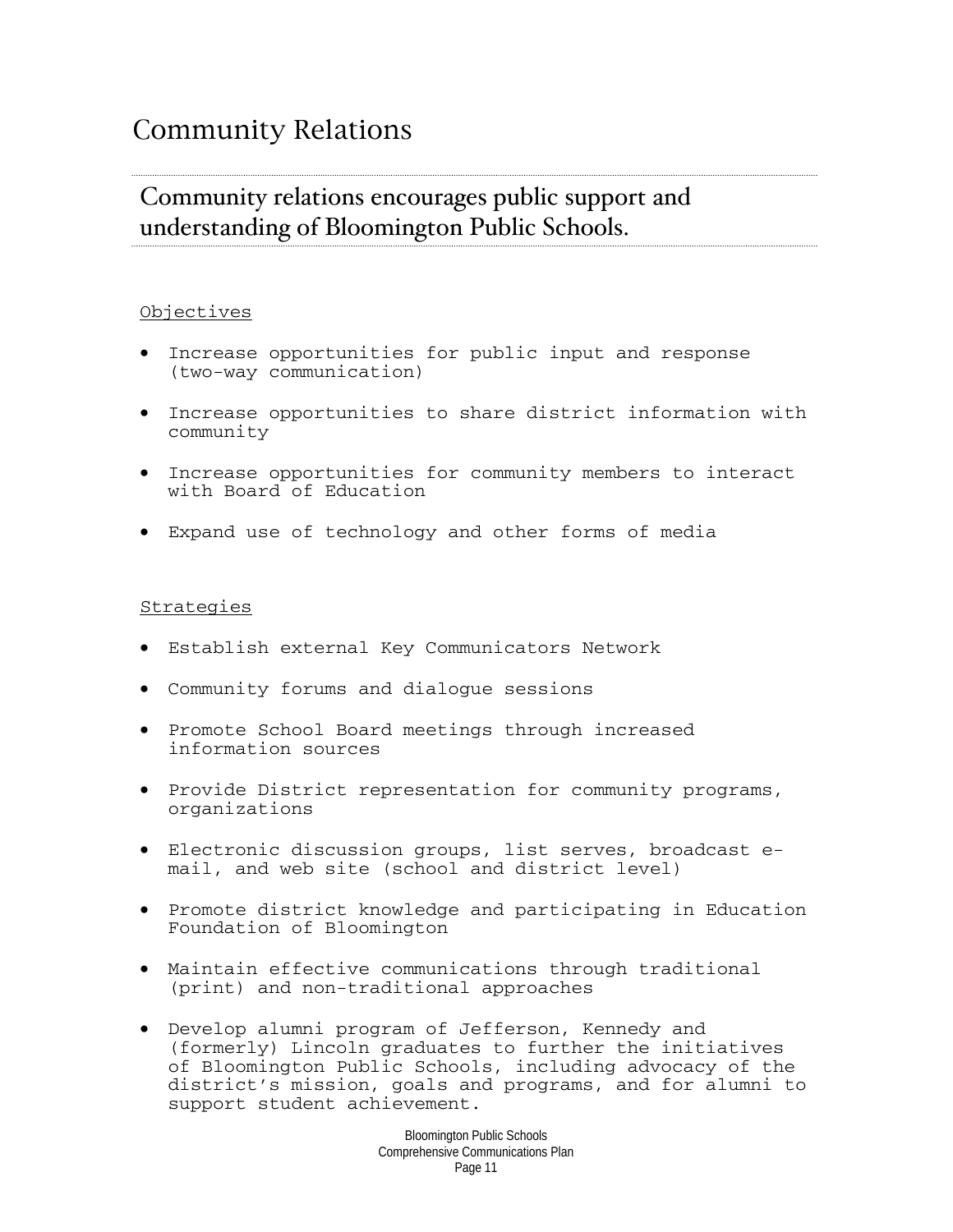# Community Relations

## Community relations encourages public support and understanding of Bloomington Public Schools.

Objectives

- Increase opportunities for public input and response (two-way communication)
- Increase opportunities to share district information with community
- Increase opportunities for community members to interact with Board of Education
- Expand use of technology and other forms of media

Strategies

- Establish external Key Communicators Network
- Community forums and dialogue sessions
- Promote School Board meetings through increased information sources
- Provide District representation for community programs, organizations
- Electronic discussion groups, list serves, broadcast e-mail, and web site (school and district level)
- Promote district knowledge and participating in Education Foundation of Bloomington
- Maintain effective communications through traditional (print) and non-traditional approaches
- Develop alumni program of Jefferson, Kennedy and (formerly) Lincoln graduates to further the initiatives of Bloomington Public Schools, including advocacy of the district's mission, goals and programs, and for alumni to support student achievement.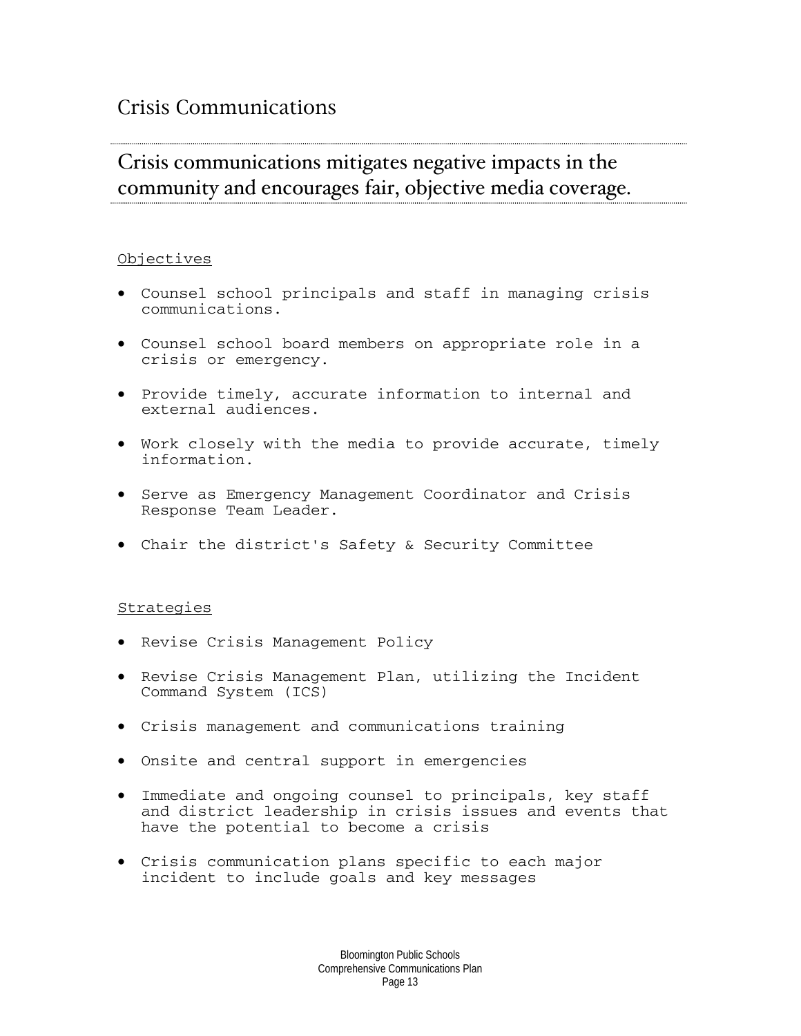# Crisis Communications

## Crisis communications mitigates negative impacts in the community and encourages fair, objective media coverage.

<u>Objectives</u>

- Counsel school principals and staff in managing crisis communications.
- Counsel school board members on appropriate role in a crisis or emergency.
- Provide timely, accurate information to internal and external audiences.
- Work closely with the media to provide accurate, timely information.
- Serve as Emergency Management Coordinator and Crisis Response Team Leader.
- Chair the district's Safety & Security Committee

<u>Strategies</u>

- Revise Crisis Management Policy
- Revise Crisis Management Plan, utilizing the Incident Command System (ICS)
- Crisis management and communications training
- Onsite and central support in emergencies
- Immediate and ongoing counsel to principals, key staff and district leadership in crisis issues and events that have the potential to become a crisis
- Crisis communication plans specific to each major incident to include goals and key messages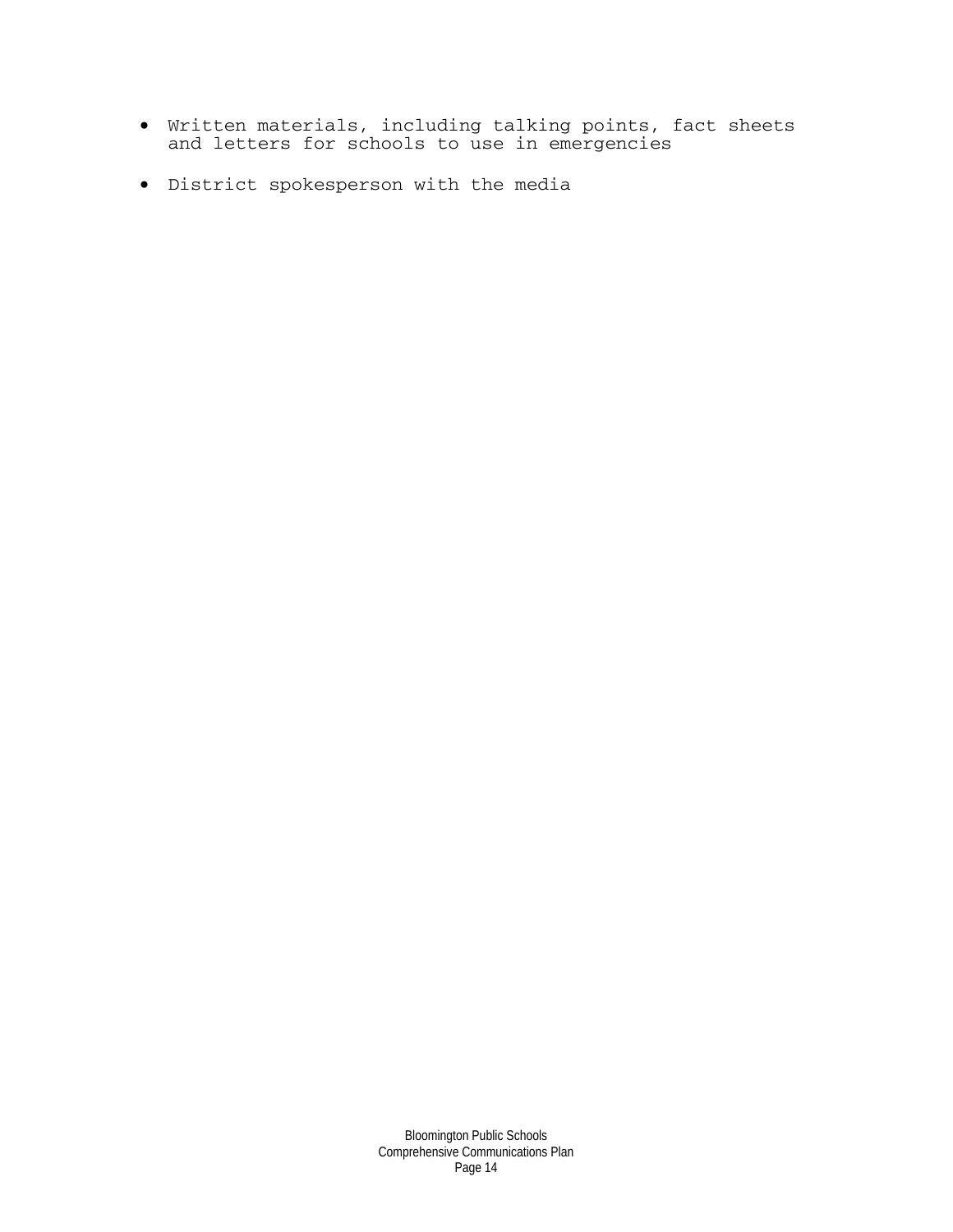- Written materials, including talking points, fact sheets and letters for schools to use in emergencies
- District spokesperson with the media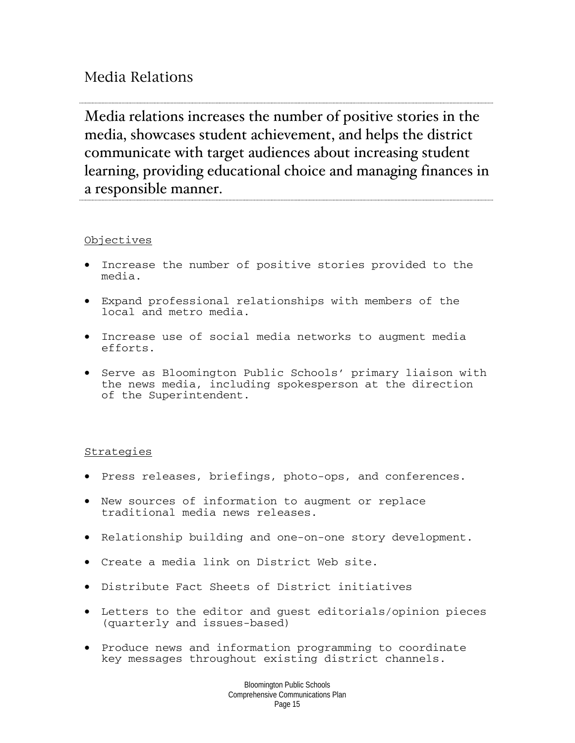## Media Relations

**Media relations increases the number of positive stories in the media, showcases student achievement, and helps the district communicate with target audiences about increasing student learning, providing educational choice and managing finances in a responsible manner.**

Objectives

- Increase the number of positive stories provided to the media.
- Expand professional relationships with members of the local and metro media.
- Increase use of social media networks to augment media efforts.
- Serve as Bloomington Public Schools' primary liaison with the news media, including spokesperson at the direction of the Superintendent.

Strategies

- Press releases, briefings, photo-ops, and conferences.
- New sources of information to augment or replace traditional media news releases.
- Relationship building and one-on-one story development.
- Create a media link on District Web site.
- Distribute Fact Sheets of District initiatives
- Letters to the editor and guest editorials/opinion pieces (quarterly and issues-based)
- Produce news and information programming to coordinate key messages throughout existing district channels.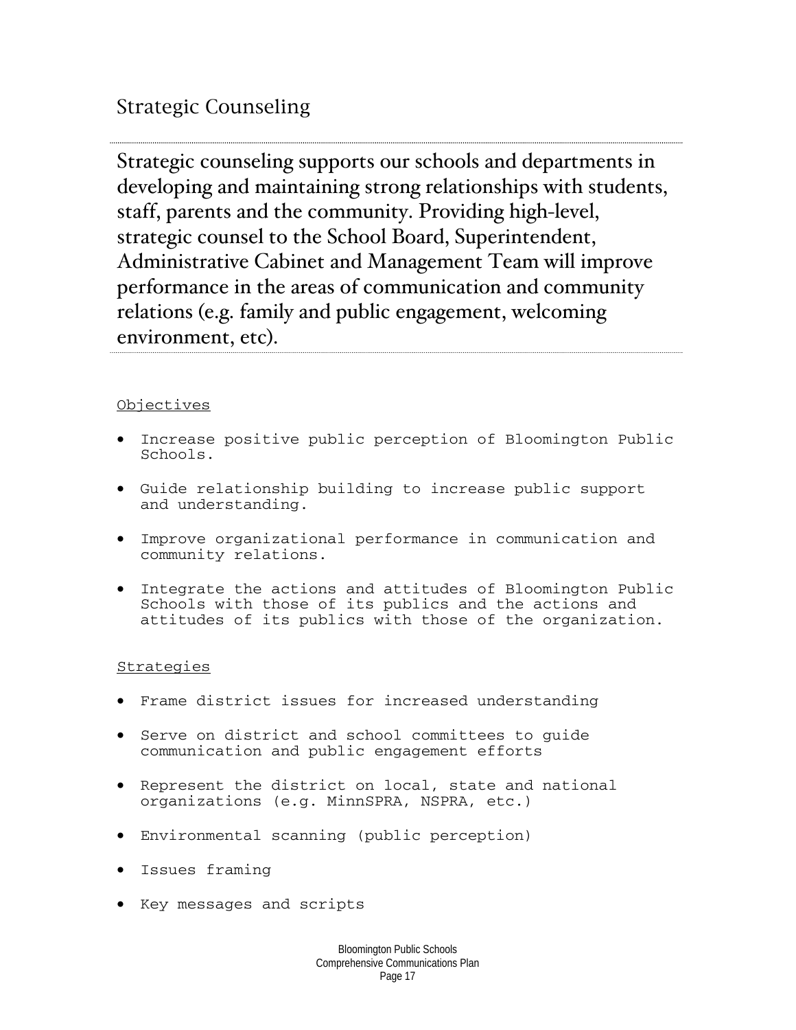## Strategic Counseling

**Strategic counseling supports our schools and departments in developing and maintaining strong relationships with students, staff, parents and the community. Providing high-level, strategic counsel to the School Board, Superintendent, Administrative Cabinet and Management Team will improve performance in the areas of communication and community relations (e.g. family and public engagement, welcoming environment, etc).**

### Objectives

- Increase positive public perception of Bloomington Public Schools.
- Guide relationship building to increase public support and understanding.
- Improve organizational performance in communication and community relations.
- Integrate the actions and attitudes of Bloomington Public Schools with those of its publics and the actions and attitudes of its publics with those of the organization.

### Strategies

- Frame district issues for increased understanding
- Serve on district and school committees to guide communication and public engagement efforts
- Represent the district on local, state and national organizations (e.g. MinnSPRA, NSPRA, etc.)
- Environmental scanning (public perception)
- Issues framing
- Key messages and scripts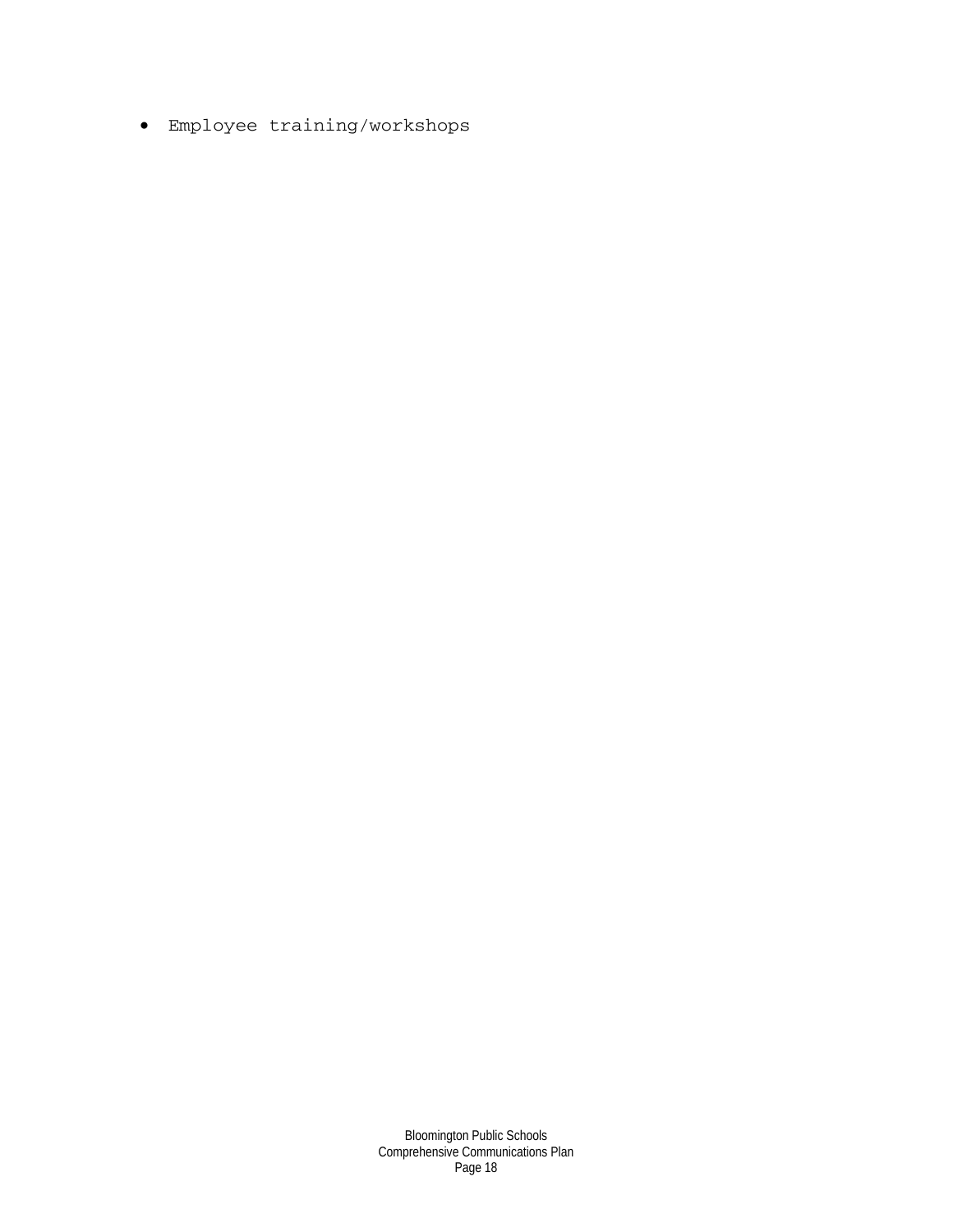- Employee training/workshops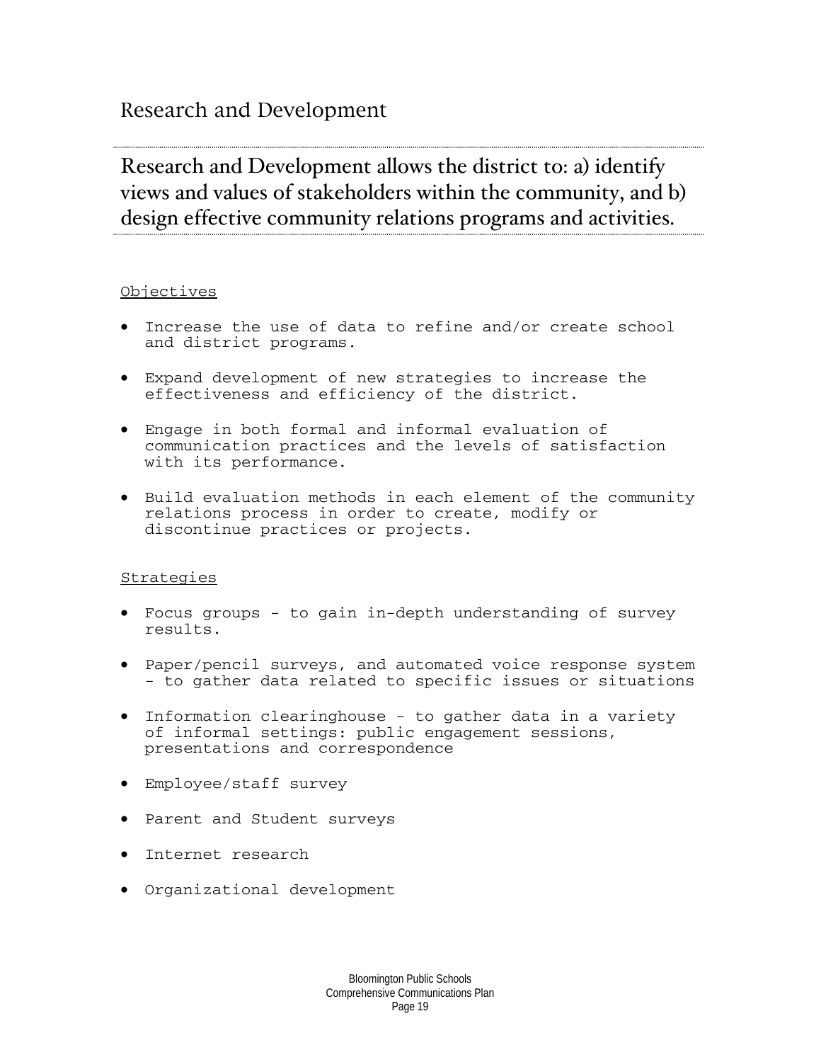# Research and Development

## Research and Development allows the district to: a) identify views and values of stakeholders within the community, and b) design effective community relations programs and activities.

Objectives

- Increase the use of data to refine and/or create school and district programs.
- Expand development of new strategies to increase the effectiveness and efficiency of the district.
- Engage in both formal and informal evaluation of communication practices and the levels of satisfaction with its performance.
- Build evaluation methods in each element of the community relations process in order to create, modify or discontinue practices or projects.

Strategies

- Focus groups - to gain in-depth understanding of survey results.
- Paper/pencil surveys, and automated voice response system - to gather data related to specific issues or situations
- Information clearinghouse - to gather data in a variety of informal settings: public engagement sessions, presentations and correspondence
- Employee/staff survey
- Parent and Student surveys
- Internet research
- Organizational development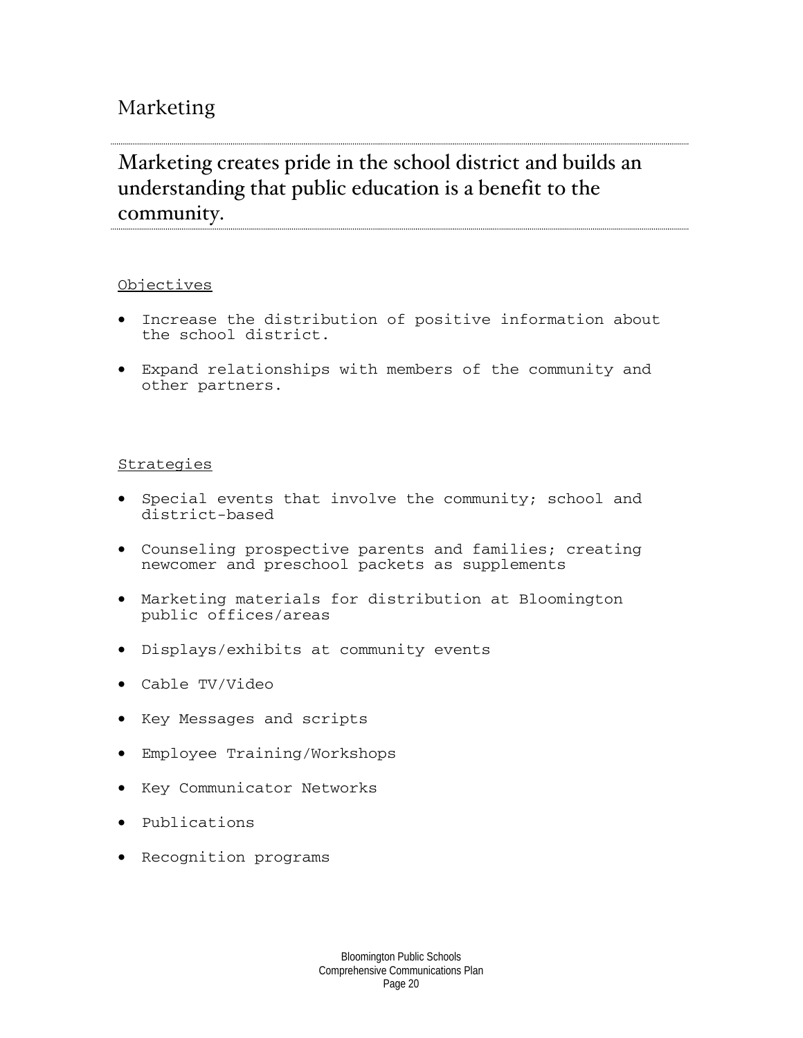# Marketing

## Marketing creates pride in the school district and builds an understanding that public education is a benefit to the community.

Objectives

- Increase the distribution of positive information about the school district.
- Expand relationships with members of the community and other partners.

Strategies

- Special events that involve the community; school and district-based
- Counseling prospective parents and families; creating newcomer and preschool packets as supplements
- Marketing materials for distribution at Bloomington public offices/areas
- Displays/exhibits at community events
- Cable TV/Video
- Key Messages and scripts
- Employee Training/Workshops
- Key Communicator Networks
- Publications
- Recognition programs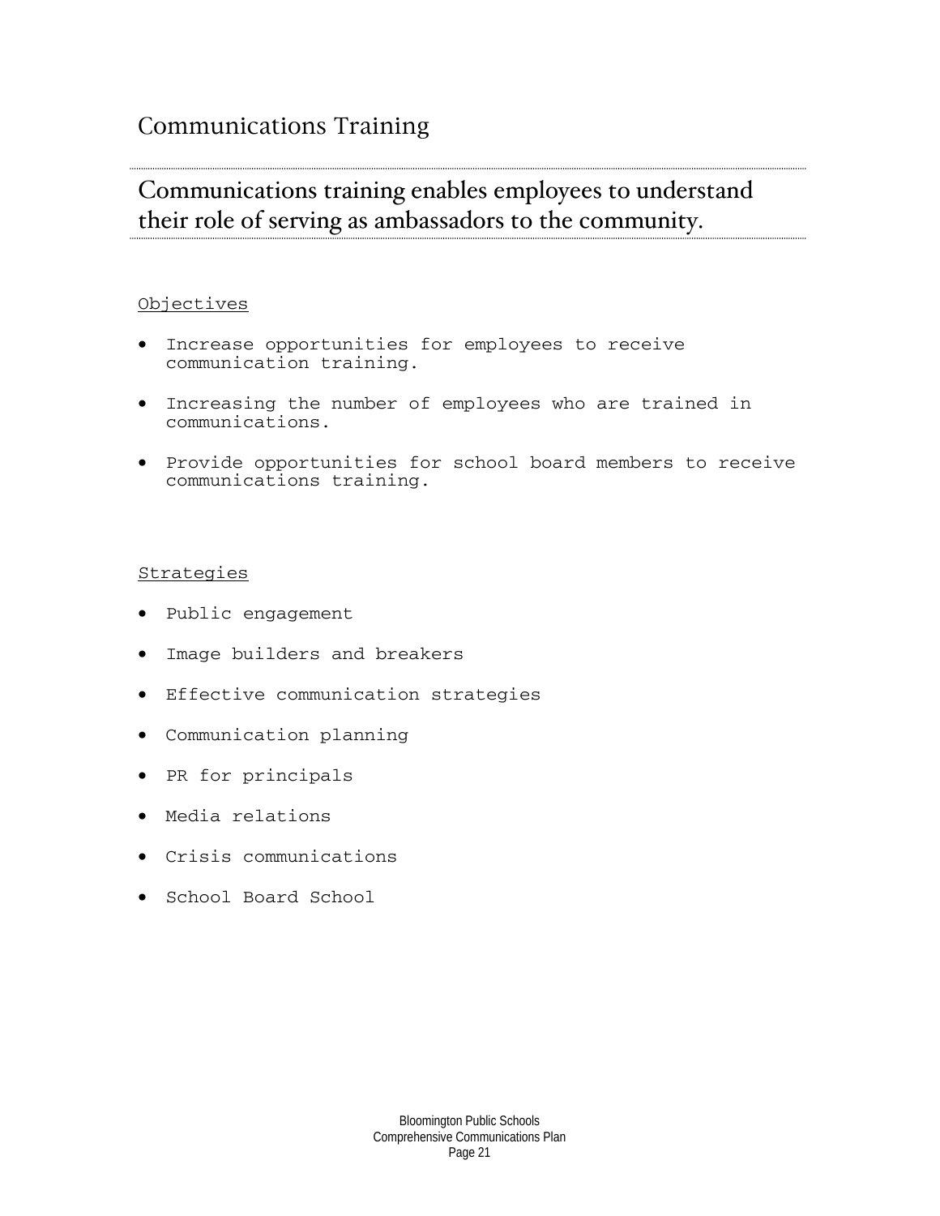# Communications Training

## Communications training enables employees to understand their role of serving as ambassadors to the community.

Objectives

- Increase opportunities for employees to receive communication training.
- Increasing the number of employees who are trained in communications.
- Provide opportunities for school board members to receive communications training.

Strategies

- Public engagement
- Image builders and breakers
- Effective communication strategies
- Communication planning
- PR for principals
- Media relations
- Crisis communications
- School Board School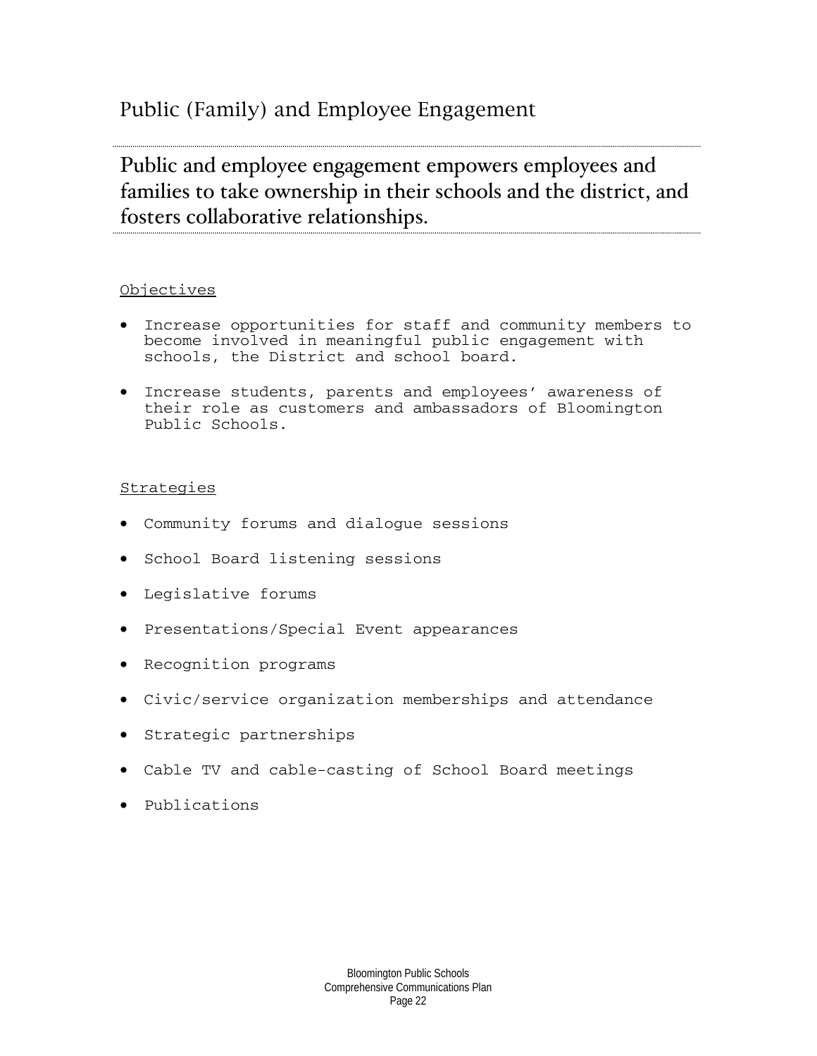# Public (Family) and Employee Engagement

## Public and employee engagement empowers employees and families to take ownership in their schools and the district, and fosters collaborative relationships.

Objectives

- Increase opportunities for staff and community members to become involved in meaningful public engagement with schools, the District and school board.
- Increase students, parents and employees' awareness of their role as customers and ambassadors of Bloomington Public Schools.

Strategies

- Community forums and dialogue sessions
- School Board listening sessions
- Legislative forums
- Presentations/Special Event appearances
- Recognition programs
- Civic/service organization memberships and attendance
- Strategic partnerships
- Cable TV and cable-casting of School Board meetings
- Publications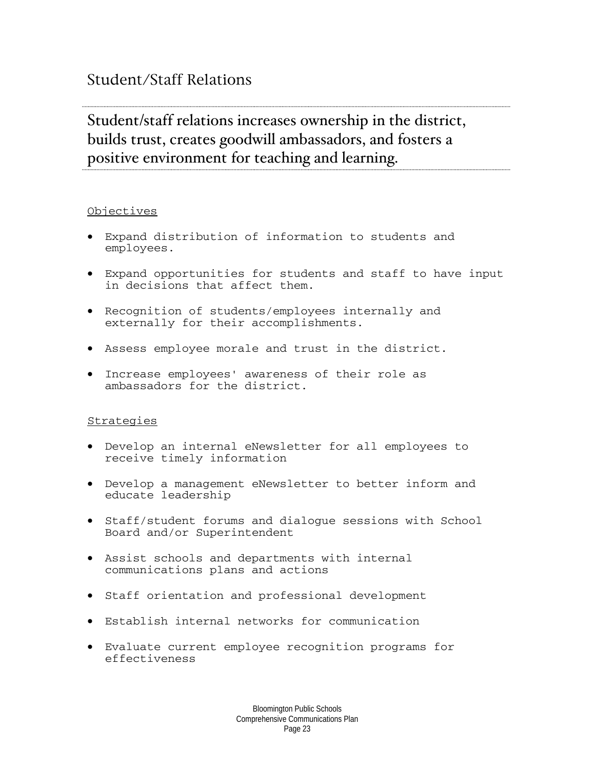# Student/Staff Relations

## Student/staff relations increases ownership in the district, builds trust, creates goodwill ambassadors, and fosters a positive environment for teaching and learning.

Objectives

- Expand distribution of information to students and employees.
- Expand opportunities for students and staff to have input in decisions that affect them.
- Recognition of students/employees internally and externally for their accomplishments.
- Assess employee morale and trust in the district.
- Increase employees' awareness of their role as ambassadors for the district.

Strategies

- Develop an internal eNewsletter for all employees to receive timely information
- Develop a management eNewsletter to better inform and educate leadership
- Staff/student forums and dialogue sessions with School Board and/or Superintendent
- Assist schools and departments with internal communications plans and actions
- Staff orientation and professional development
- Establish internal networks for communication
- Evaluate current employee recognition programs for effectiveness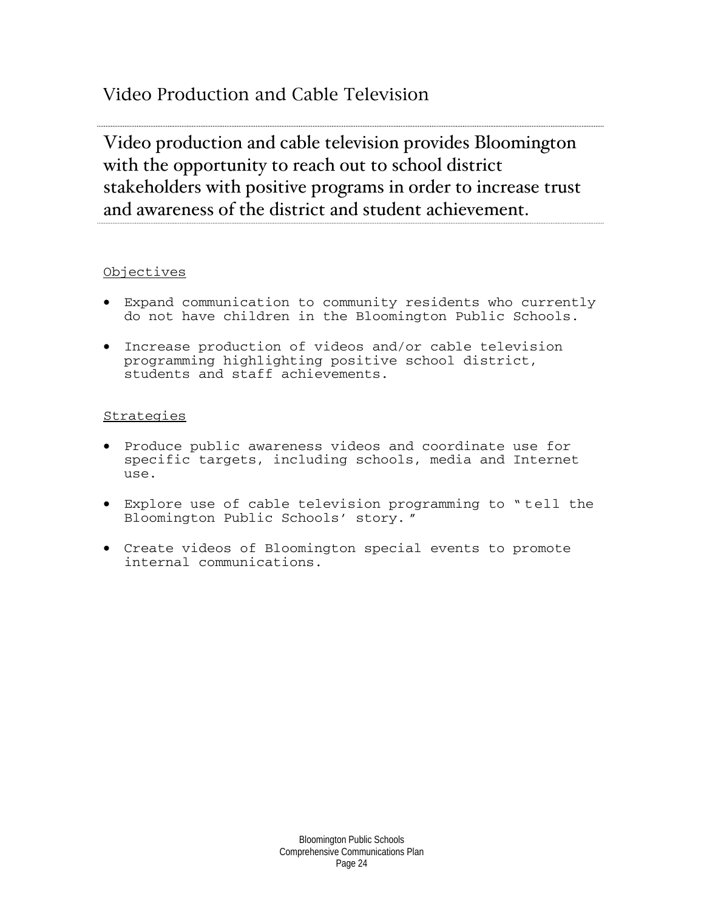# Video Production and Cable Television

## Video production and cable television provides Bloomington with the opportunity to reach out to school district stakeholders with positive programs in order to increase trust and awareness of the district and student achievement.

Objectives

- Expand communication to community residents who currently do not have children in the Bloomington Public Schools.
- Increase production of videos and/or cable television programming highlighting positive school district, students and staff achievements.

Strategies

- Produce public awareness videos and coordinate use for specific targets, including schools, media and Internet use.
- Explore use of cable television programming to "tell the Bloomington Public Schools' story."
- Create videos of Bloomington special events to promote internal communications.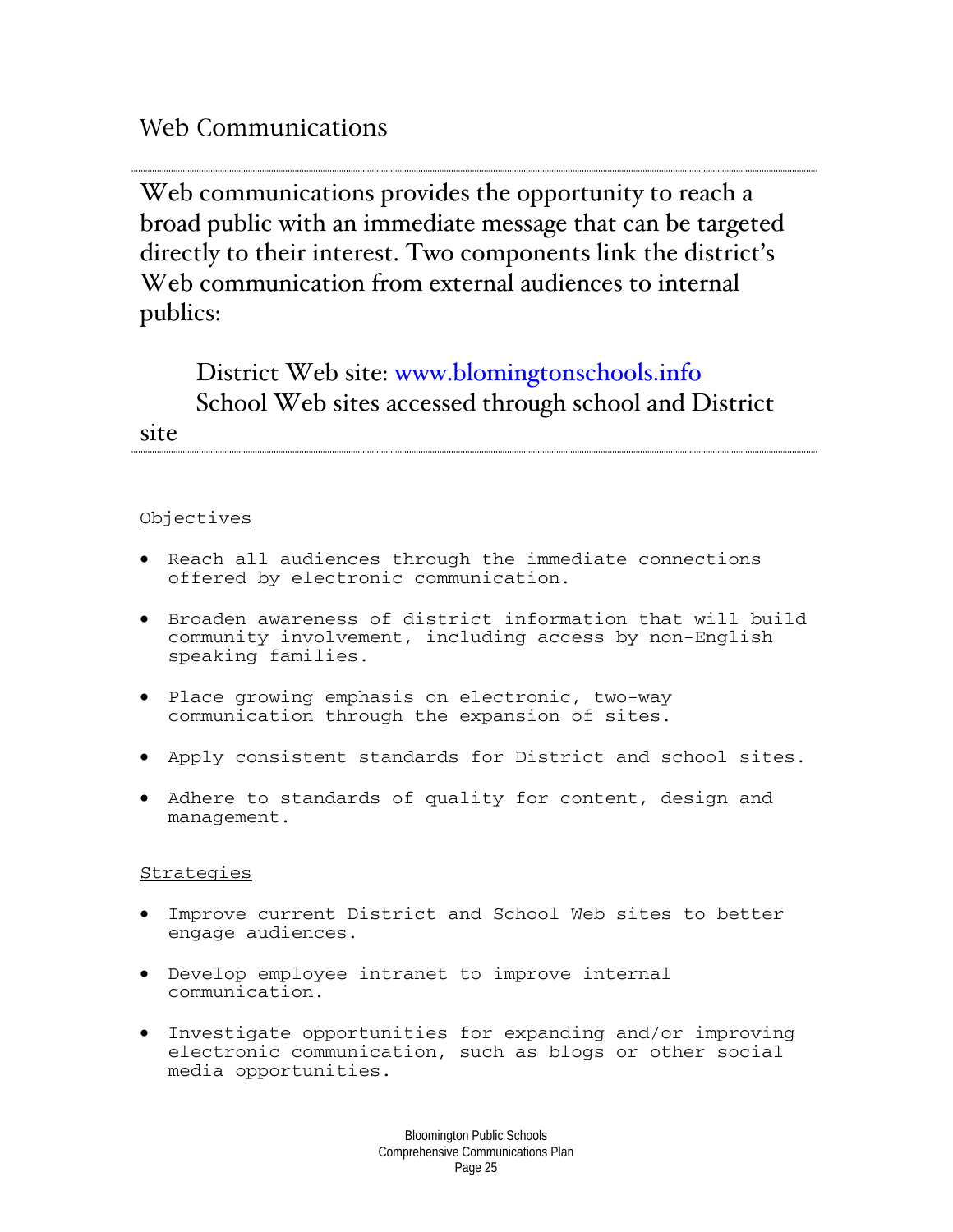# Web Communications

Web communications provides the opportunity to reach a broad public with an immediate message that can be targeted directly to their interest. Two components link the district's Web communication from external audiences to internal publics:

District Web site: [www.blomingtonschools.info](www.blomingtonschools.info)
School Web sites accessed through school and District site

<u>Objectives</u>

- Reach all audiences through the immediate connections offered by electronic communication.
- Broaden awareness of district information that will build community involvement, including access by non-English speaking families.
- Place growing emphasis on electronic, two-way communication through the expansion of sites.
- Apply consistent standards for District and school sites.
- Adhere to standards of quality for content, design and management.

<u>Strategies</u>

- Improve current District and School Web sites to better engage audiences.
- Develop employee intranet to improve internal communication.
- Investigate opportunities for expanding and/or improving electronic communication, such as blogs or other social media opportunities.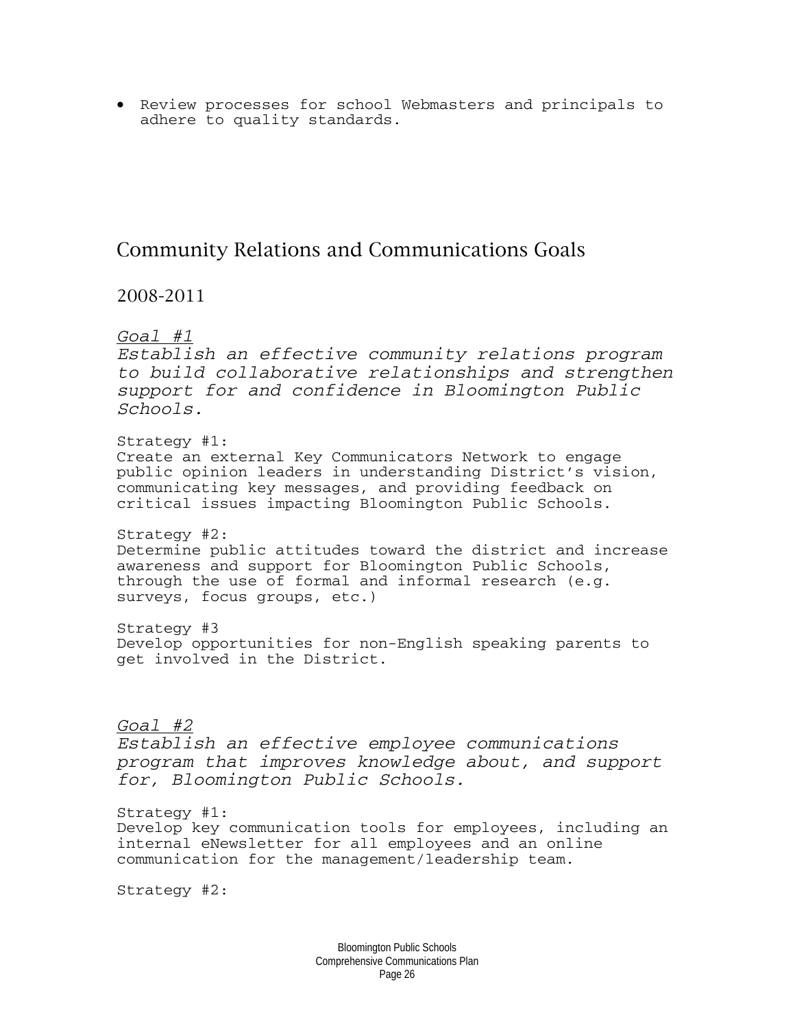- Review processes for school Webmasters and principals to adhere to quality standards.

## Community Relations and Communications Goals

### 2008-2011

*Goal #1*
*Establish an effective community relations program to build collaborative relationships and strengthen support for and confidence in Bloomington Public Schools.*

Strategy #1:
Create an external Key Communicators Network to engage public opinion leaders in understanding District's vision, communicating key messages, and providing feedback on critical issues impacting Bloomington Public Schools.

Strategy #2:
Determine public attitudes toward the district and increase awareness and support for Bloomington Public Schools, through the use of formal and informal research (e.g. surveys, focus groups, etc.)

Strategy #3
Develop opportunities for non-English speaking parents to get involved in the District.

*Goal #2*
*Establish an effective employee communications program that improves knowledge about, and support for, Bloomington Public Schools.*

Strategy #1:
Develop key communication tools for employees, including an internal eNewsletter for all employees and an online communication for the management/leadership team.

Strategy #2: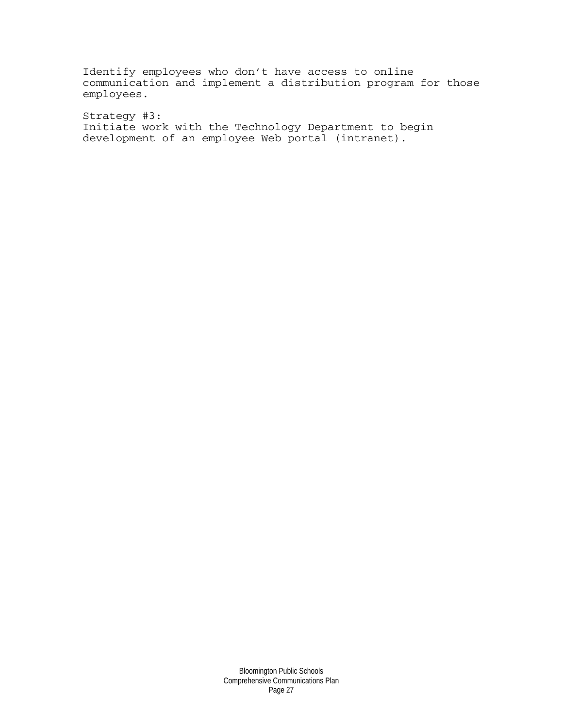Identify employees who don’t have access to online communication and implement a distribution program for those employees.

Strategy #3:
Initiate work with the Technology Department to begin development of an employee Web portal (intranet).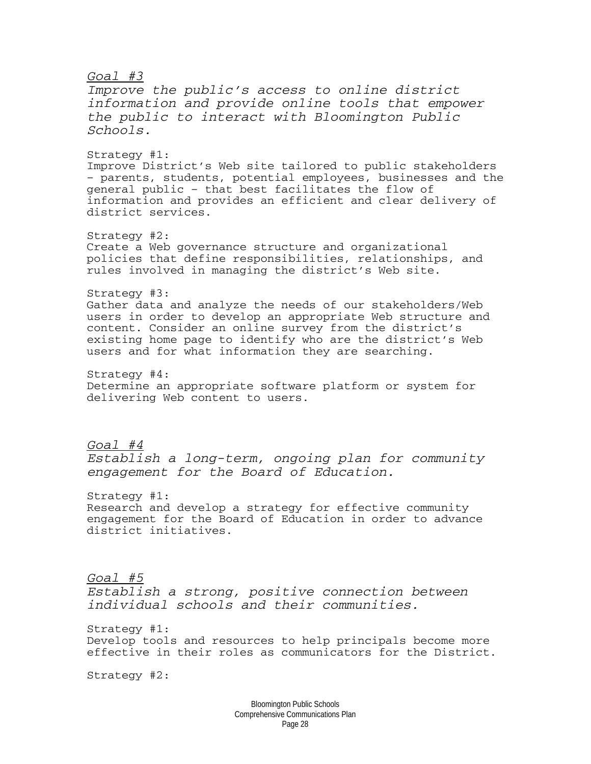*Goal #3*

*Improve the public's access to online district information and provide online tools that empower the public to interact with Bloomington Public Schools.*

Strategy #1:
Improve District's Web site tailored to public stakeholders – parents, students, potential employees, businesses and the general public – that best facilitates the flow of information and provides an efficient and clear delivery of district services.

Strategy #2:
Create a Web governance structure and organizational policies that define responsibilities, relationships, and rules involved in managing the district's Web site.

Strategy #3:
Gather data and analyze the needs of our stakeholders/Web users in order to develop an appropriate Web structure and content. Consider an online survey from the district's existing home page to identify who are the district's Web users and for what information they are searching.

Strategy #4:
Determine an appropriate software platform or system for delivering Web content to users.

*Goal #4*

*Establish a long-term, ongoing plan for community engagement for the Board of Education.*

Strategy #1:
Research and develop a strategy for effective community engagement for the Board of Education in order to advance district initiatives.

*Goal #5*

*Establish a strong, positive connection between individual schools and their communities.*

Strategy #1:
Develop tools and resources to help principals become more effective in their roles as communicators for the District.

Strategy #2: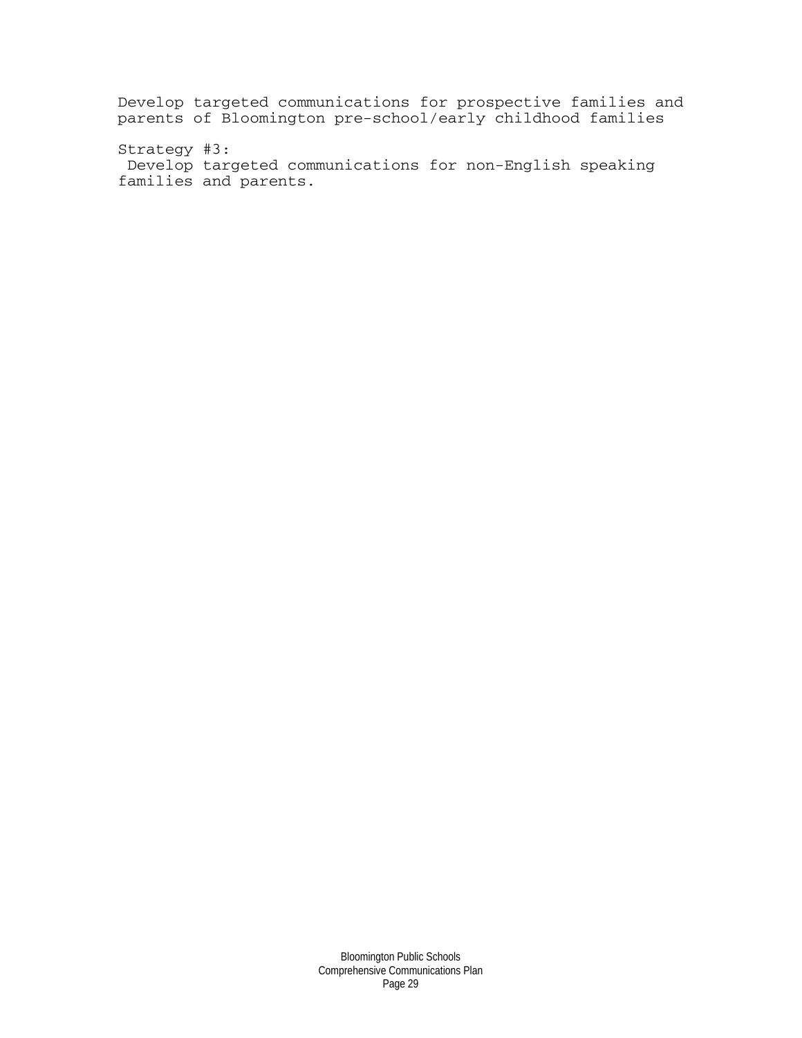Develop targeted communications for prospective families and parents of Bloomington pre-school/early childhood families

Strategy #3:
Develop targeted communications for non-English speaking families and parents.